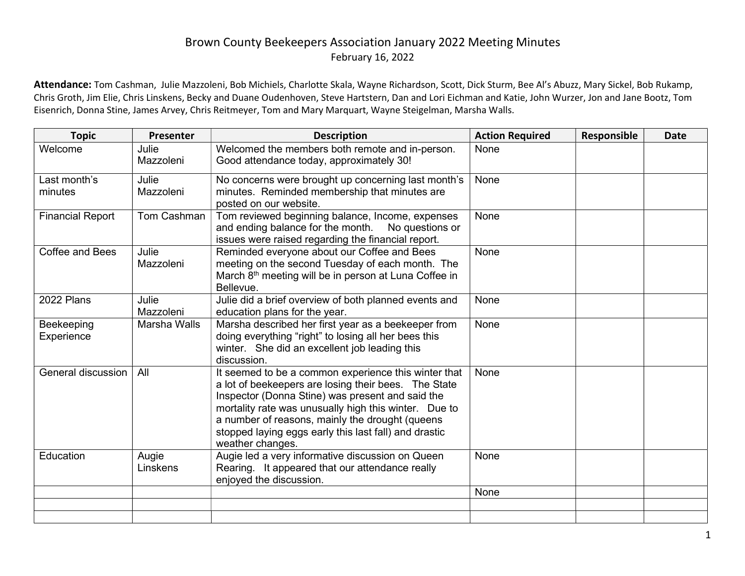# Brown County Beekeepers Association January 2022 Meeting Minutes

February 16, 2022

**Attendance:** Tom Cashman, Julie Mazzoleni, Bob Michiels, Charlotte Skala, Wayne Richardson, Scott, Dick Sturm, Bee Al's Abuzz, Mary Sickel, Bob Rukamp, Chris Groth, Jim Elie, Chris Linskens, Becky and Duane Oudenhoven, Steve Hartstern, Dan and Lori Eichman and Katie, John Wurzer, Jon and Jane Bootz, Tom Eisenrich, Donna Stine, James Arvey, Chris Reitmeyer, Tom and Mary Marquart, Wayne Steigelman, Marsha Walls.

| Topic | Presenter | Description | Action Required | Responsible | Date |
|---|---|---|---|---|---|
| Welcome | Julie Mazzoleni | Welcomed the members both remote and in-person. Good attendance today, approximately 30! | None | | |
| Last month's minutes | Julie Mazzoleni | No concerns were brought up concerning last month's minutes. Reminded membership that minutes are posted on our website. | None | | |
| Financial Report | Tom Cashman | Tom reviewed beginning balance, Income, expenses and ending balance for the month. No questions or issues were raised regarding the financial report. | None | | |
| Coffee and Bees | Julie Mazzoleni | Reminded everyone about our Coffee and Bees meeting on the second Tuesday of each month. The March 8th meeting will be in person at Luna Coffee in Bellevue. | None | | |
| 2022 Plans | Julie Mazzoleni | Julie did a brief overview of both planned events and education plans for the year. | None | | |
| Beekeeping Experience | Marsha Walls | Marsha described her first year as a beekeeper from doing everything "right" to losing all her bees this winter. She did an excellent job leading this discussion. | None | | |
| General discussion | All | It seemed to be a common experience this winter that a lot of beekeepers are losing their bees. The State Inspector (Donna Stine) was present and said the mortality rate was unusually high this winter. Due to a number of reasons, mainly the drought (queens stopped laying eggs early this last fall) and drastic weather changes. | None | | |
| Education | Augie Linskens | Augie led a very informative discussion on Queen Rearing. It appeared that our attendance really enjoyed the discussion. | None | | |
| | | | None | | |
| | | | | | |
| | | | | | |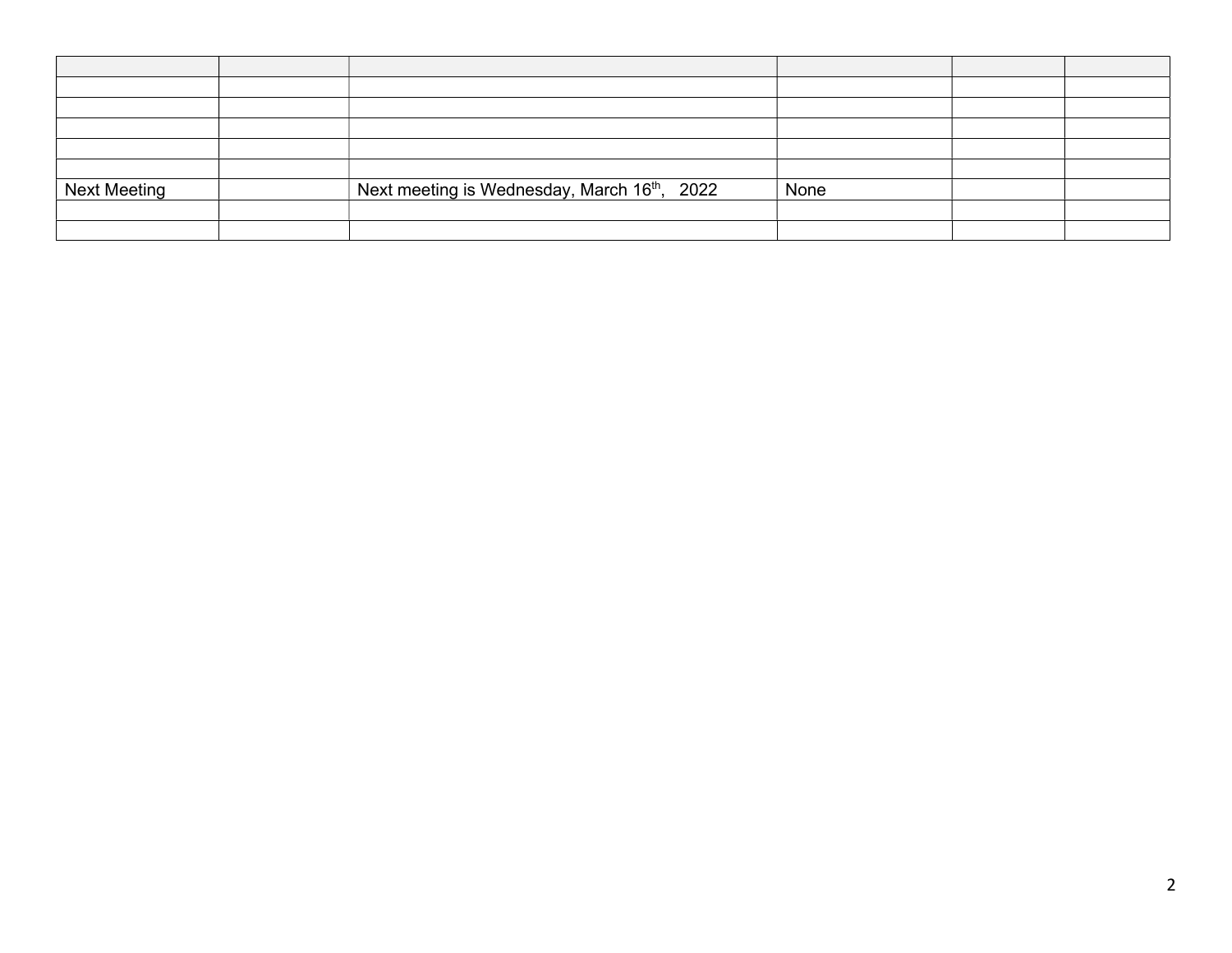| | | | | | |
|---|---|---|---|---|---|
| | | | | | |
| | | | | | |
| | | | | | |
| | | | | | |
| | | | | | |
| Next Meeting | | Next meeting is Wednesday, March 16th, 2022 | None | | |
| | | | | | |
| | | | | | |